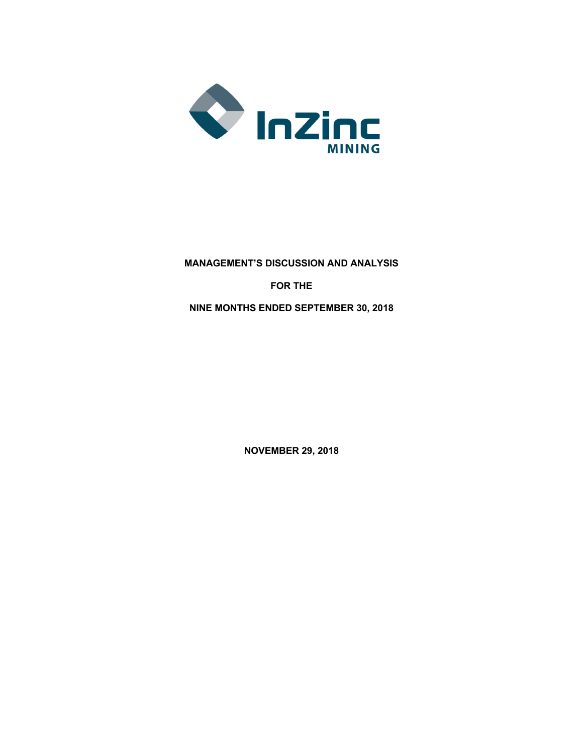InZinc MINING

**MANAGEMENT'S DISCUSSION AND ANALYSIS**

**FOR THE**

**NINE MONTHS ENDED SEPTEMBER 30, 2018**

**NOVEMBER 29, 2018**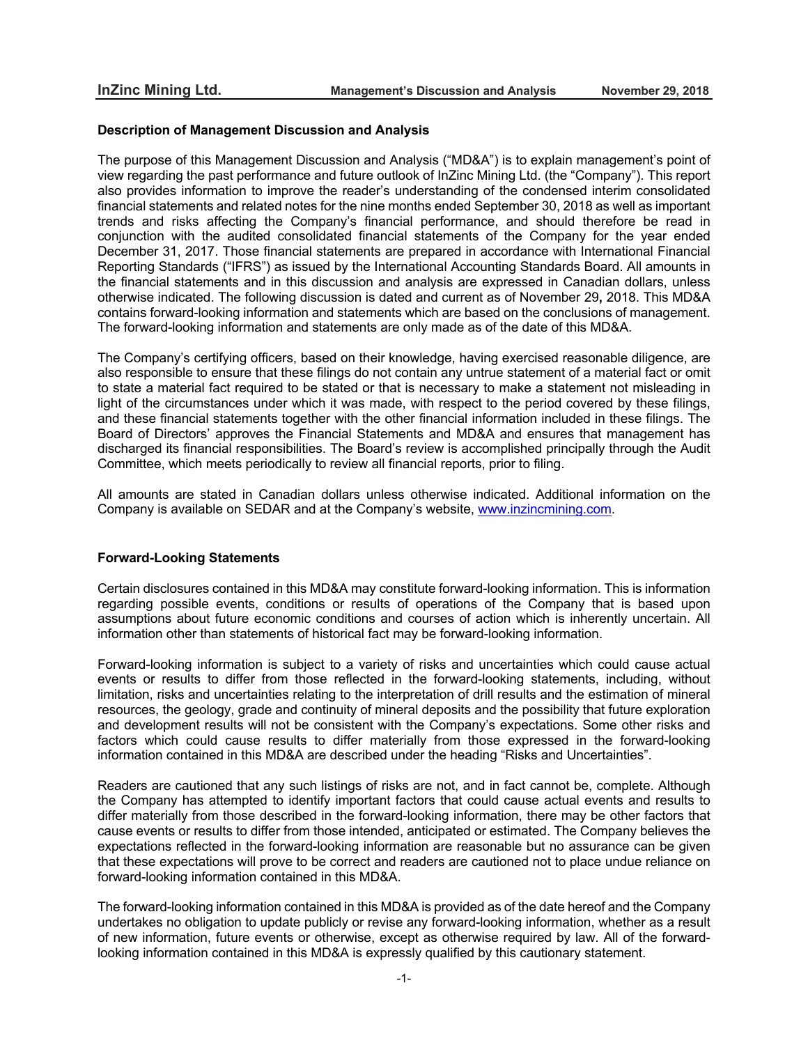## Description of Management Discussion and Analysis

The purpose of this Management Discussion and Analysis ("MD&A") is to explain management's point of view regarding the past performance and future outlook of InZinc Mining Ltd. (the "Company"). This report also provides information to improve the reader's understanding of the condensed interim consolidated financial statements and related notes for the nine months ended September 30, 2018 as well as important trends and risks affecting the Company's financial performance, and should therefore be read in conjunction with the audited consolidated financial statements of the Company for the year ended December 31, 2017. Those financial statements are prepared in accordance with International Financial Reporting Standards ("IFRS") as issued by the International Accounting Standards Board. All amounts in the financial statements and in this discussion and analysis are expressed in Canadian dollars, unless otherwise indicated. The following discussion is dated and current as of November 29**,** 2018. This MD&A contains forward-looking information and statements which are based on the conclusions of management. The forward-looking information and statements are only made as of the date of this MD&A.

The Company's certifying officers, based on their knowledge, having exercised reasonable diligence, are also responsible to ensure that these filings do not contain any untrue statement of a material fact or omit to state a material fact required to be stated or that is necessary to make a statement not misleading in light of the circumstances under which it was made, with respect to the period covered by these filings, and these financial statements together with the other financial information included in these filings. The Board of Directors' approves the Financial Statements and MD&A and ensures that management has discharged its financial responsibilities. The Board's review is accomplished principally through the Audit Committee, which meets periodically to review all financial reports, prior to filing.

All amounts are stated in Canadian dollars unless otherwise indicated. Additional information on the Company is available on SEDAR and at the Company's website, [www.inzincmining.com](http://www.inzincmining.com).

## Forward-Looking Statements

Certain disclosures contained in this MD&A may constitute forward-looking information. This is information regarding possible events, conditions or results of operations of the Company that is based upon assumptions about future economic conditions and courses of action which is inherently uncertain. All information other than statements of historical fact may be forward-looking information.

Forward-looking information is subject to a variety of risks and uncertainties which could cause actual events or results to differ from those reflected in the forward-looking statements, including, without limitation, risks and uncertainties relating to the interpretation of drill results and the estimation of mineral resources, the geology, grade and continuity of mineral deposits and the possibility that future exploration and development results will not be consistent with the Company's expectations. Some other risks and factors which could cause results to differ materially from those expressed in the forward-looking information contained in this MD&A are described under the heading "Risks and Uncertainties".

Readers are cautioned that any such listings of risks are not, and in fact cannot be, complete. Although the Company has attempted to identify important factors that could cause actual events and results to differ materially from those described in the forward-looking information, there may be other factors that cause events or results to differ from those intended, anticipated or estimated. The Company believes the expectations reflected in the forward-looking information are reasonable but no assurance can be given that these expectations will prove to be correct and readers are cautioned not to place undue reliance on forward-looking information contained in this MD&A.

The forward-looking information contained in this MD&A is provided as of the date hereof and the Company undertakes no obligation to update publicly or revise any forward-looking information, whether as a result of new information, future events or otherwise, except as otherwise required by law. All of the forward-looking information contained in this MD&A is expressly qualified by this cautionary statement.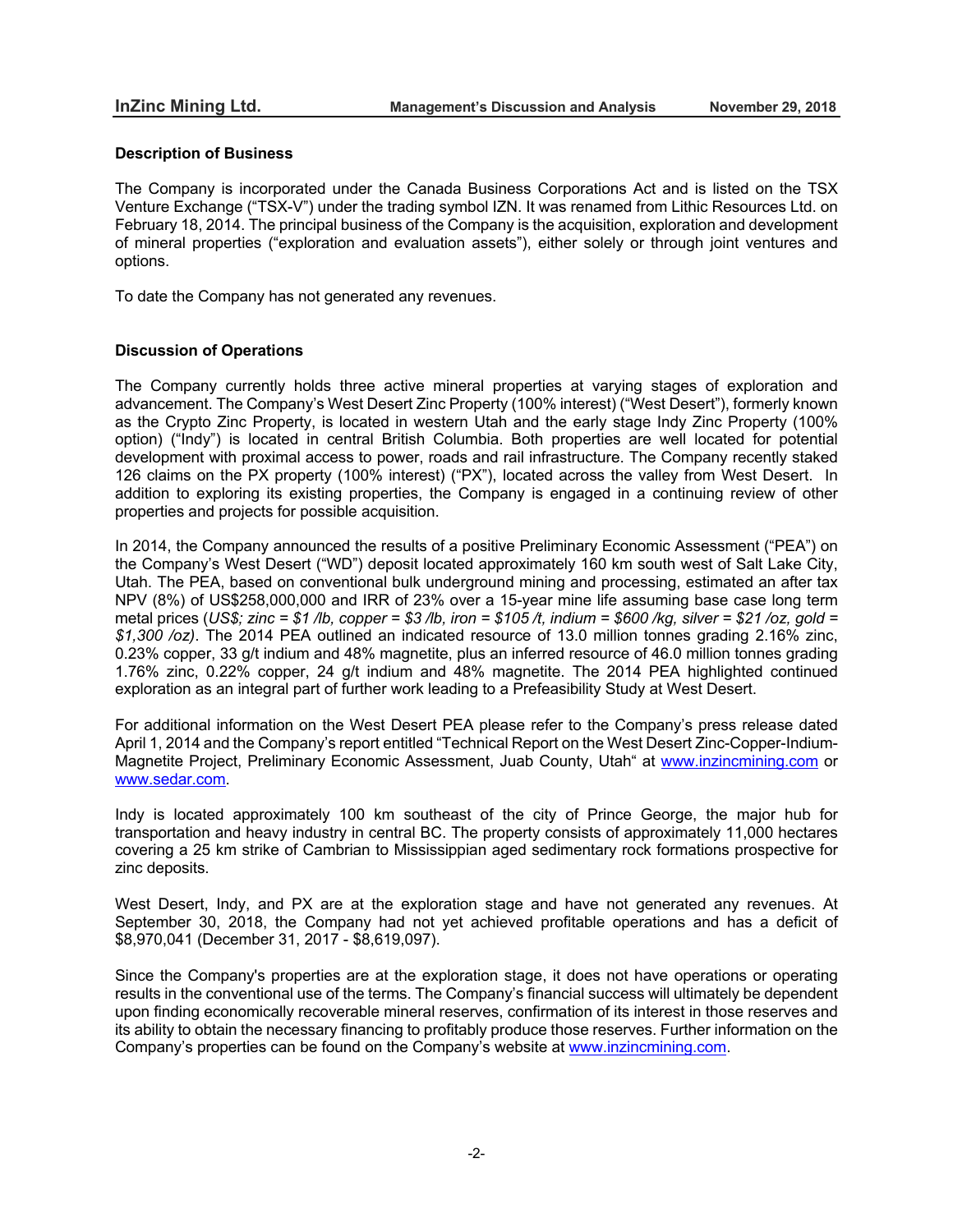## Description of Business

The Company is incorporated under the Canada Business Corporations Act and is listed on the TSX Venture Exchange ("TSX-V") under the trading symbol IZN. It was renamed from Lithic Resources Ltd. on February 18, 2014. The principal business of the Company is the acquisition, exploration and development of mineral properties ("exploration and evaluation assets"), either solely or through joint ventures and options.

To date the Company has not generated any revenues.

## Discussion of Operations

The Company currently holds three active mineral properties at varying stages of exploration and advancement. The Company's West Desert Zinc Property (100% interest) ("West Desert"), formerly known as the Crypto Zinc Property, is located in western Utah and the early stage Indy Zinc Property (100% option) ("Indy") is located in central British Columbia. Both properties are well located for potential development with proximal access to power, roads and rail infrastructure. The Company recently staked 126 claims on the PX property (100% interest) ("PX"), located across the valley from West Desert. In addition to exploring its existing properties, the Company is engaged in a continuing review of other properties and projects for possible acquisition.

In 2014, the Company announced the results of a positive Preliminary Economic Assessment ("PEA") on the Company's West Desert ("WD") deposit located approximately 160 km south west of Salt Lake City, Utah. The PEA, based on conventional bulk underground mining and processing, estimated an after tax NPV (8%) of US$258,000,000 and IRR of 23% over a 15-year mine life assuming base case long term metal prices (*US$; zinc = $1 /lb, copper = $3 /lb, iron = $105 /t, indium = $600 /kg, silver = $21 /oz, gold = $1,300 /oz)*. The 2014 PEA outlined an indicated resource of 13.0 million tonnes grading 2.16% zinc, 0.23% copper, 33 g/t indium and 48% magnetite, plus an inferred resource of 46.0 million tonnes grading 1.76% zinc, 0.22% copper, 24 g/t indium and 48% magnetite. The 2014 PEA highlighted continued exploration as an integral part of further work leading to a Prefeasibility Study at West Desert.

For additional information on the West Desert PEA please refer to the Company's press release dated April 1, 2014 and the Company's report entitled "Technical Report on the West Desert Zinc-Copper-Indium-Magnetite Project, Preliminary Economic Assessment, Juab County, Utah" at www.inzincmining.com or www.sedar.com.

Indy is located approximately 100 km southeast of the city of Prince George, the major hub for transportation and heavy industry in central BC. The property consists of approximately 11,000 hectares covering a 25 km strike of Cambrian to Mississippian aged sedimentary rock formations prospective for zinc deposits.

West Desert, Indy, and PX are at the exploration stage and have not generated any revenues. At September 30, 2018, the Company had not yet achieved profitable operations and has a deficit of $8,970,041 (December 31, 2017 - $8,619,097).

Since the Company's properties are at the exploration stage, it does not have operations or operating results in the conventional use of the terms. The Company's financial success will ultimately be dependent upon finding economically recoverable mineral reserves, confirmation of its interest in those reserves and its ability to obtain the necessary financing to profitably produce those reserves. Further information on the Company's properties can be found on the Company's website at www.inzincmining.com.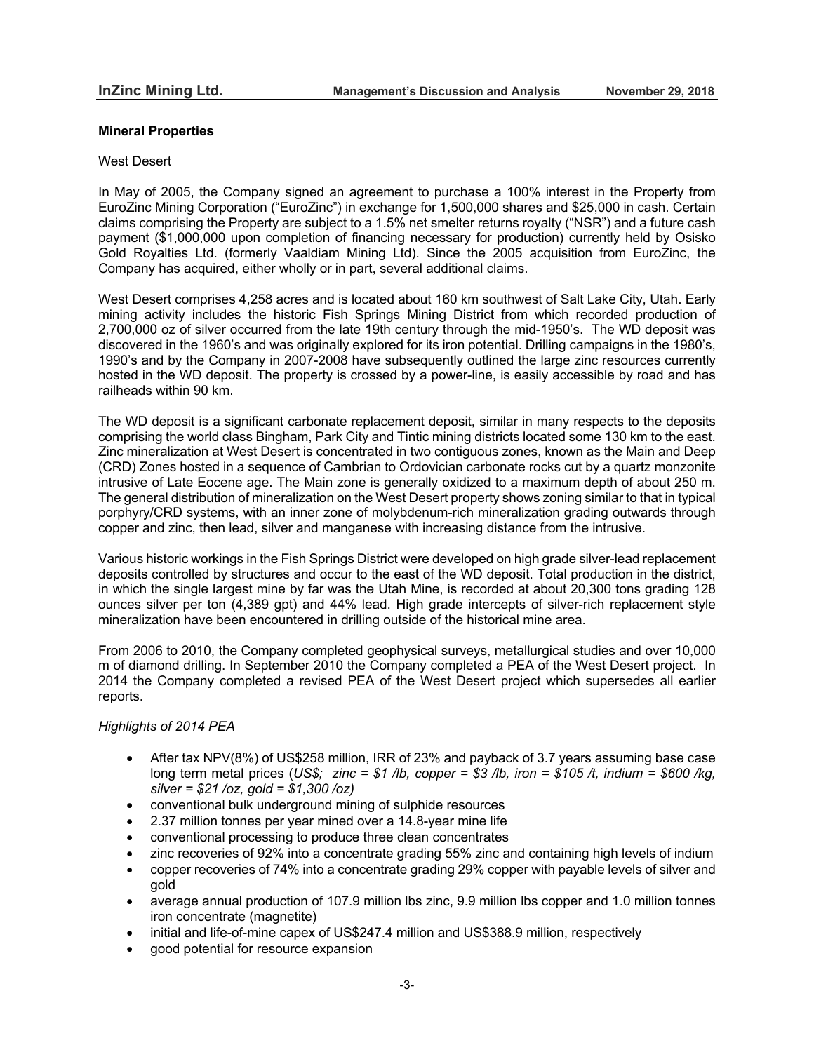## Mineral Properties

West Desert

In May of 2005, the Company signed an agreement to purchase a 100% interest in the Property from EuroZinc Mining Corporation ("EuroZinc") in exchange for 1,500,000 shares and $25,000 in cash. Certain claims comprising the Property are subject to a 1.5% net smelter returns royalty ("NSR") and a future cash payment ($1,000,000 upon completion of financing necessary for production) currently held by Osisko Gold Royalties Ltd. (formerly Vaaldiam Mining Ltd). Since the 2005 acquisition from EuroZinc, the Company has acquired, either wholly or in part, several additional claims.

West Desert comprises 4,258 acres and is located about 160 km southwest of Salt Lake City, Utah. Early mining activity includes the historic Fish Springs Mining District from which recorded production of 2,700,000 oz of silver occurred from the late 19th century through the mid-1950's. The WD deposit was discovered in the 1960's and was originally explored for its iron potential. Drilling campaigns in the 1980's, 1990's and by the Company in 2007-2008 have subsequently outlined the large zinc resources currently hosted in the WD deposit. The property is crossed by a power-line, is easily accessible by road and has railheads within 90 km.

The WD deposit is a significant carbonate replacement deposit, similar in many respects to the deposits comprising the world class Bingham, Park City and Tintic mining districts located some 130 km to the east. Zinc mineralization at West Desert is concentrated in two contiguous zones, known as the Main and Deep (CRD) Zones hosted in a sequence of Cambrian to Ordovician carbonate rocks cut by a quartz monzonite intrusive of Late Eocene age. The Main zone is generally oxidized to a maximum depth of about 250 m. The general distribution of mineralization on the West Desert property shows zoning similar to that in typical porphyry/CRD systems, with an inner zone of molybdenum-rich mineralization grading outwards through copper and zinc, then lead, silver and manganese with increasing distance from the intrusive.

Various historic workings in the Fish Springs District were developed on high grade silver-lead replacement deposits controlled by structures and occur to the east of the WD deposit. Total production in the district, in which the single largest mine by far was the Utah Mine, is recorded at about 20,300 tons grading 128 ounces silver per ton (4,389 gpt) and 44% lead. High grade intercepts of silver-rich replacement style mineralization have been encountered in drilling outside of the historical mine area.

From 2006 to 2010, the Company completed geophysical surveys, metallurgical studies and over 10,000 m of diamond drilling. In September 2010 the Company completed a PEA of the West Desert project. In 2014 the Company completed a revised PEA of the West Desert project which supersedes all earlier reports.

*Highlights of 2014 PEA*

- After tax NPV(8%) of US$258 million, IRR of 23% and payback of 3.7 years assuming base case long term metal prices (*US$; zinc = $1 /lb, copper = $3 /lb, iron = $105 /t, indium = $600 /kg, silver = $21 /oz, gold = $1,300 /oz)*
- conventional bulk underground mining of sulphide resources
- 2.37 million tonnes per year mined over a 14.8-year mine life
- conventional processing to produce three clean concentrates
- zinc recoveries of 92% into a concentrate grading 55% zinc and containing high levels of indium
- copper recoveries of 74% into a concentrate grading 29% copper with payable levels of silver and gold
- average annual production of 107.9 million lbs zinc, 9.9 million lbs copper and 1.0 million tonnes iron concentrate (magnetite)
- initial and life-of-mine capex of US$247.4 million and US$388.9 million, respectively
- good potential for resource expansion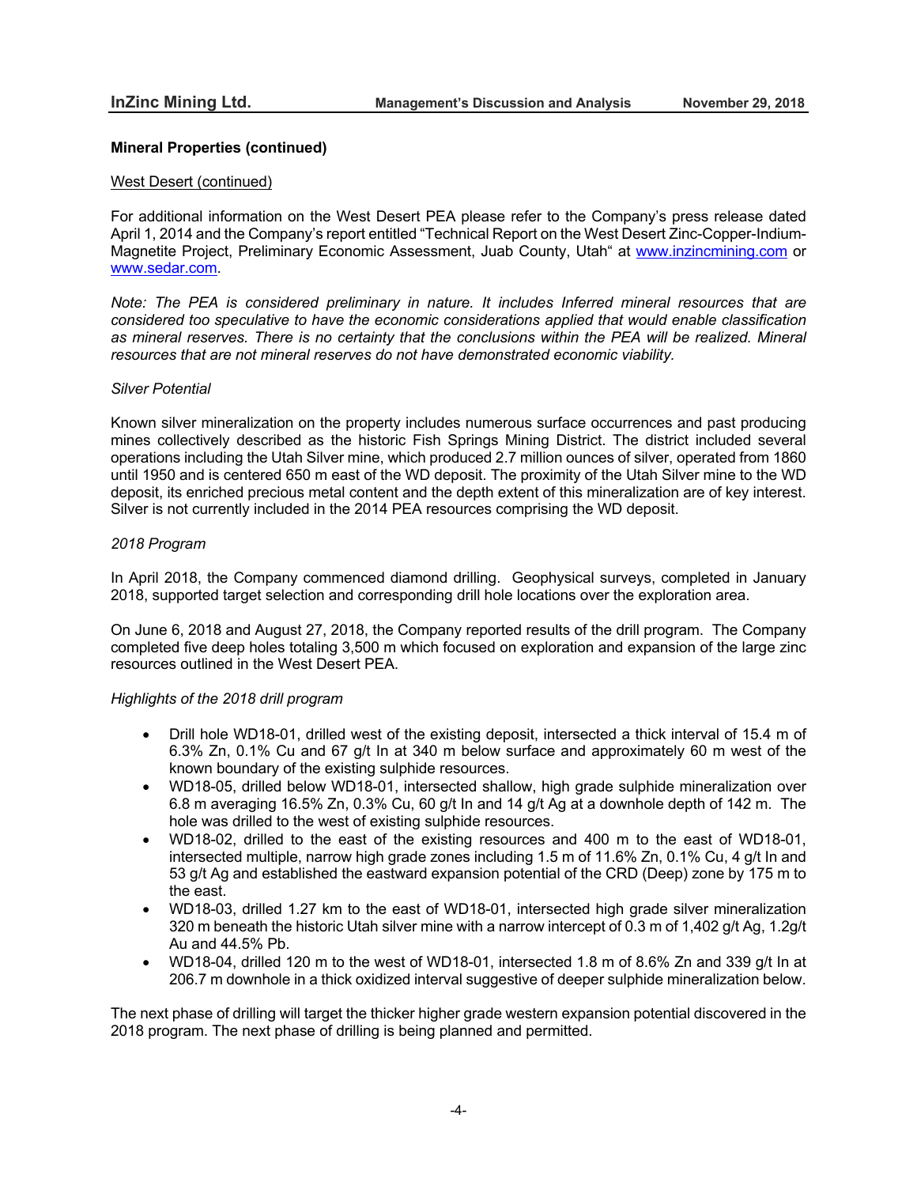**Mineral Properties (continued)**

West Desert (continued)

For additional information on the West Desert PEA please refer to the Company's press release dated April 1, 2014 and the Company's report entitled "Technical Report on the West Desert Zinc-Copper-Indium-Magnetite Project, Preliminary Economic Assessment, Juab County, Utah" at www.inzincmining.com or www.sedar.com.

*Note: The PEA is considered preliminary in nature. It includes Inferred mineral resources that are considered too speculative to have the economic considerations applied that would enable classification as mineral reserves. There is no certainty that the conclusions within the PEA will be realized. Mineral resources that are not mineral reserves do not have demonstrated economic viability.*

*Silver Potential*

Known silver mineralization on the property includes numerous surface occurrences and past producing mines collectively described as the historic Fish Springs Mining District. The district included several operations including the Utah Silver mine, which produced 2.7 million ounces of silver, operated from 1860 until 1950 and is centered 650 m east of the WD deposit. The proximity of the Utah Silver mine to the WD deposit, its enriched precious metal content and the depth extent of this mineralization are of key interest. Silver is not currently included in the 2014 PEA resources comprising the WD deposit.

*2018 Program*

In April 2018, the Company commenced diamond drilling. Geophysical surveys, completed in January 2018, supported target selection and corresponding drill hole locations over the exploration area.

On June 6, 2018 and August 27, 2018, the Company reported results of the drill program. The Company completed five deep holes totaling 3,500 m which focused on exploration and expansion of the large zinc resources outlined in the West Desert PEA.

*Highlights of the 2018 drill program*

- Drill hole WD18-01, drilled west of the existing deposit, intersected a thick interval of 15.4 m of 6.3% Zn, 0.1% Cu and 67 g/t In at 340 m below surface and approximately 60 m west of the known boundary of the existing sulphide resources.
- WD18-05, drilled below WD18-01, intersected shallow, high grade sulphide mineralization over 6.8 m averaging 16.5% Zn, 0.3% Cu, 60 g/t In and 14 g/t Ag at a downhole depth of 142 m. The hole was drilled to the west of existing sulphide resources.
- WD18-02, drilled to the east of the existing resources and 400 m to the east of WD18-01, intersected multiple, narrow high grade zones including 1.5 m of 11.6% Zn, 0.1% Cu, 4 g/t In and 53 g/t Ag and established the eastward expansion potential of the CRD (Deep) zone by 175 m to the east.
- WD18-03, drilled 1.27 km to the east of WD18-01, intersected high grade silver mineralization 320 m beneath the historic Utah silver mine with a narrow intercept of 0.3 m of 1,402 g/t Ag, 1.2g/t Au and 44.5% Pb.
- WD18-04, drilled 120 m to the west of WD18-01, intersected 1.8 m of 8.6% Zn and 339 g/t In at 206.7 m downhole in a thick oxidized interval suggestive of deeper sulphide mineralization below.

The next phase of drilling will target the thicker higher grade western expansion potential discovered in the 2018 program. The next phase of drilling is being planned and permitted.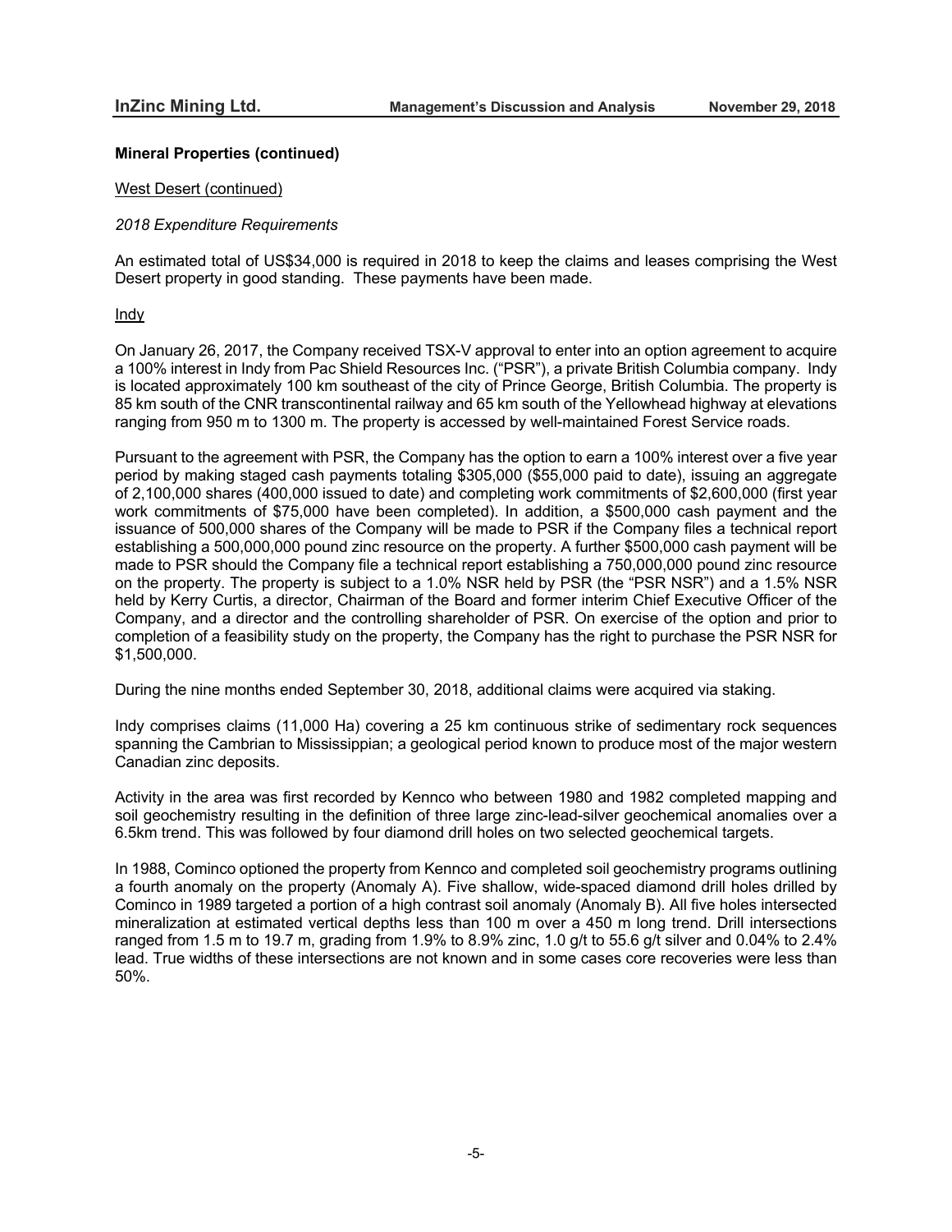## Mineral Properties (continued)

West Desert (continued)

*2018 Expenditure Requirements*

An estimated total of US$34,000 is required in 2018 to keep the claims and leases comprising the West Desert property in good standing. These payments have been made.

Indy

On January 26, 2017, the Company received TSX-V approval to enter into an option agreement to acquire a 100% interest in Indy from Pac Shield Resources Inc. ("PSR"), a private British Columbia company. Indy is located approximately 100 km southeast of the city of Prince George, British Columbia. The property is 85 km south of the CNR transcontinental railway and 65 km south of the Yellowhead highway at elevations ranging from 950 m to 1300 m. The property is accessed by well-maintained Forest Service roads.

Pursuant to the agreement with PSR, the Company has the option to earn a 100% interest over a five year period by making staged cash payments totaling $305,000 ($55,000 paid to date), issuing an aggregate of 2,100,000 shares (400,000 issued to date) and completing work commitments of $2,600,000 (first year work commitments of $75,000 have been completed). In addition, a $500,000 cash payment and the issuance of 500,000 shares of the Company will be made to PSR if the Company files a technical report establishing a 500,000,000 pound zinc resource on the property. A further $500,000 cash payment will be made to PSR should the Company file a technical report establishing a 750,000,000 pound zinc resource on the property. The property is subject to a 1.0% NSR held by PSR (the "PSR NSR") and a 1.5% NSR held by Kerry Curtis, a director, Chairman of the Board and former interim Chief Executive Officer of the Company, and a director and the controlling shareholder of PSR. On exercise of the option and prior to completion of a feasibility study on the property, the Company has the right to purchase the PSR NSR for $1,500,000.

During the nine months ended September 30, 2018, additional claims were acquired via staking.

Indy comprises claims (11,000 Ha) covering a 25 km continuous strike of sedimentary rock sequences spanning the Cambrian to Mississippian; a geological period known to produce most of the major western Canadian zinc deposits.

Activity in the area was first recorded by Kennco who between 1980 and 1982 completed mapping and soil geochemistry resulting in the definition of three large zinc-lead-silver geochemical anomalies over a 6.5km trend. This was followed by four diamond drill holes on two selected geochemical targets.

In 1988, Cominco optioned the property from Kennco and completed soil geochemistry programs outlining a fourth anomaly on the property (Anomaly A). Five shallow, wide-spaced diamond drill holes drilled by Cominco in 1989 targeted a portion of a high contrast soil anomaly (Anomaly B). All five holes intersected mineralization at estimated vertical depths less than 100 m over a 450 m long trend. Drill intersections ranged from 1.5 m to 19.7 m, grading from 1.9% to 8.9% zinc, 1.0 g/t to 55.6 g/t silver and 0.04% to 2.4% lead. True widths of these intersections are not known and in some cases core recoveries were less than 50%.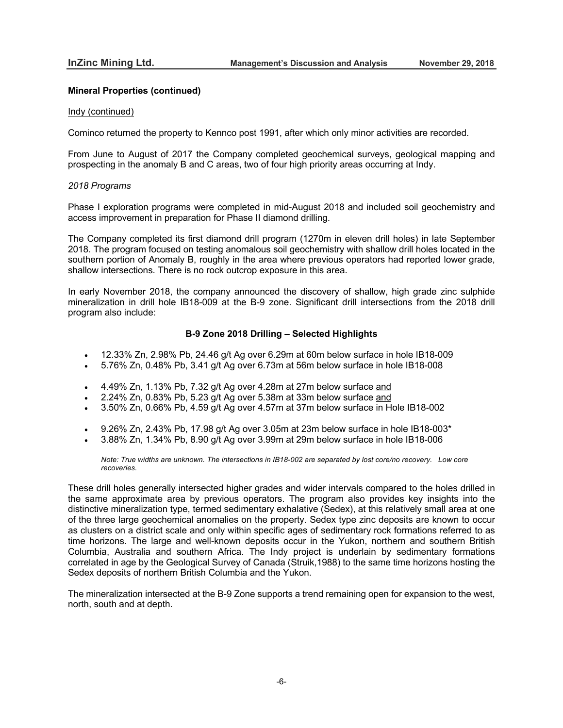**Mineral Properties (continued)**

Indy (continued)

Cominco returned the property to Kennco post 1991, after which only minor activities are recorded.

From June to August of 2017 the Company completed geochemical surveys, geological mapping and prospecting in the anomaly B and C areas, two of four high priority areas occurring at Indy.

*2018 Programs*

Phase I exploration programs were completed in mid-August 2018 and included soil geochemistry and access improvement in preparation for Phase II diamond drilling.

The Company completed its first diamond drill program (1270m in eleven drill holes) in late September 2018. The program focused on testing anomalous soil geochemistry with shallow drill holes located in the southern portion of Anomaly B, roughly in the area where previous operators had reported lower grade, shallow intersections. There is no rock outcrop exposure in this area.

In early November 2018, the company announced the discovery of shallow, high grade zinc sulphide mineralization in drill hole IB18-009 at the B-9 zone. Significant drill intersections from the 2018 drill program also include:

**B-9 Zone 2018 Drilling – Selected Highlights**

- 12.33% Zn, 2.98% Pb, 24.46 g/t Ag over 6.29m at 60m below surface in hole IB18-009
- 5.76% Zn, 0.48% Pb, 3.41 g/t Ag over 6.73m at 56m below surface in hole IB18-008

- 4.49% Zn, 1.13% Pb, 7.32 g/t Ag over 4.28m at 27m below surface and
- 2.24% Zn, 0.83% Pb, 5.23 g/t Ag over 5.38m at 33m below surface and
- 3.50% Zn, 0.66% Pb, 4.59 g/t Ag over 4.57m at 37m below surface in Hole IB18-002

- 9.26% Zn, 2.43% Pb, 17.98 g/t Ag over 3.05m at 23m below surface in hole IB18-003*
- 3.88% Zn, 1.34% Pb, 8.90 g/t Ag over 3.99m at 29m below surface in hole IB18-006

*Note: True widths are unknown. The intersections in IB18-002 are separated by lost core/no recovery. Low core recoveries.*

These drill holes generally intersected higher grades and wider intervals compared to the holes drilled in the same approximate area by previous operators. The program also provides key insights into the distinctive mineralization type, termed sedimentary exhalative (Sedex), at this relatively small area at one of the three large geochemical anomalies on the property. Sedex type zinc deposits are known to occur as clusters on a district scale and only within specific ages of sedimentary rock formations referred to as time horizons. The large and well-known deposits occur in the Yukon, northern and southern British Columbia, Australia and southern Africa. The Indy project is underlain by sedimentary formations correlated in age by the Geological Survey of Canada (Struik,1988) to the same time horizons hosting the Sedex deposits of northern British Columbia and the Yukon.

The mineralization intersected at the B-9 Zone supports a trend remaining open for expansion to the west, north, south and at depth.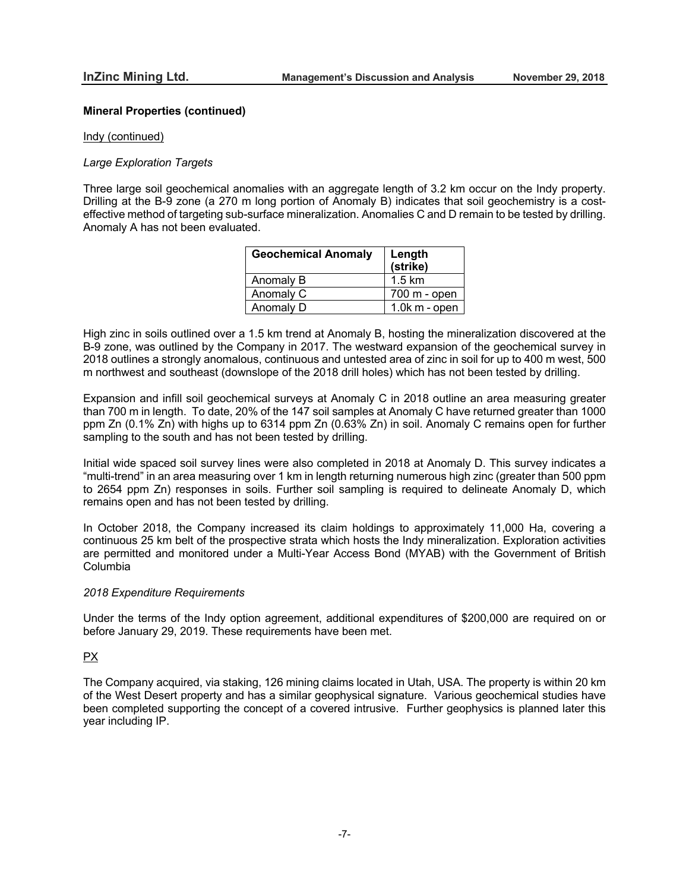**Mineral Properties (continued)**

Indy (continued)

*Large Exploration Targets*

Three large soil geochemical anomalies with an aggregate length of 3.2 km occur on the Indy property. Drilling at the B-9 zone (a 270 m long portion of Anomaly B) indicates that soil geochemistry is a cost-effective method of targeting sub-surface mineralization. Anomalies C and D remain to be tested by drilling. Anomaly A has not been evaluated.

| Geochemical Anomaly | Length (strike) |
|---|---|
| Anomaly B | 1.5 km |
| Anomaly C | 700 m - open |
| Anomaly D | 1.0k m - open |

High zinc in soils outlined over a 1.5 km trend at Anomaly B, hosting the mineralization discovered at the B-9 zone, was outlined by the Company in 2017. The westward expansion of the geochemical survey in 2018 outlines a strongly anomalous, continuous and untested area of zinc in soil for up to 400 m west, 500 m northwest and southeast (downslope of the 2018 drill holes) which has not been tested by drilling.

Expansion and infill soil geochemical surveys at Anomaly C in 2018 outline an area measuring greater than 700 m in length. To date, 20% of the 147 soil samples at Anomaly C have returned greater than 1000 ppm Zn (0.1% Zn) with highs up to 6314 ppm Zn (0.63% Zn) in soil. Anomaly C remains open for further sampling to the south and has not been tested by drilling.

Initial wide spaced soil survey lines were also completed in 2018 at Anomaly D. This survey indicates a "multi-trend" in an area measuring over 1 km in length returning numerous high zinc (greater than 500 ppm to 2654 ppm Zn) responses in soils. Further soil sampling is required to delineate Anomaly D, which remains open and has not been tested by drilling.

In October 2018, the Company increased its claim holdings to approximately 11,000 Ha, covering a continuous 25 km belt of the prospective strata which hosts the Indy mineralization. Exploration activities are permitted and monitored under a Multi-Year Access Bond (MYAB) with the Government of British Columbia

*2018 Expenditure Requirements*

Under the terms of the Indy option agreement, additional expenditures of $200,000 are required on or before January 29, 2019. These requirements have been met.

PX

The Company acquired, via staking, 126 mining claims located in Utah, USA. The property is within 20 km of the West Desert property and has a similar geophysical signature. Various geochemical studies have been completed supporting the concept of a covered intrusive. Further geophysics is planned later this year including IP.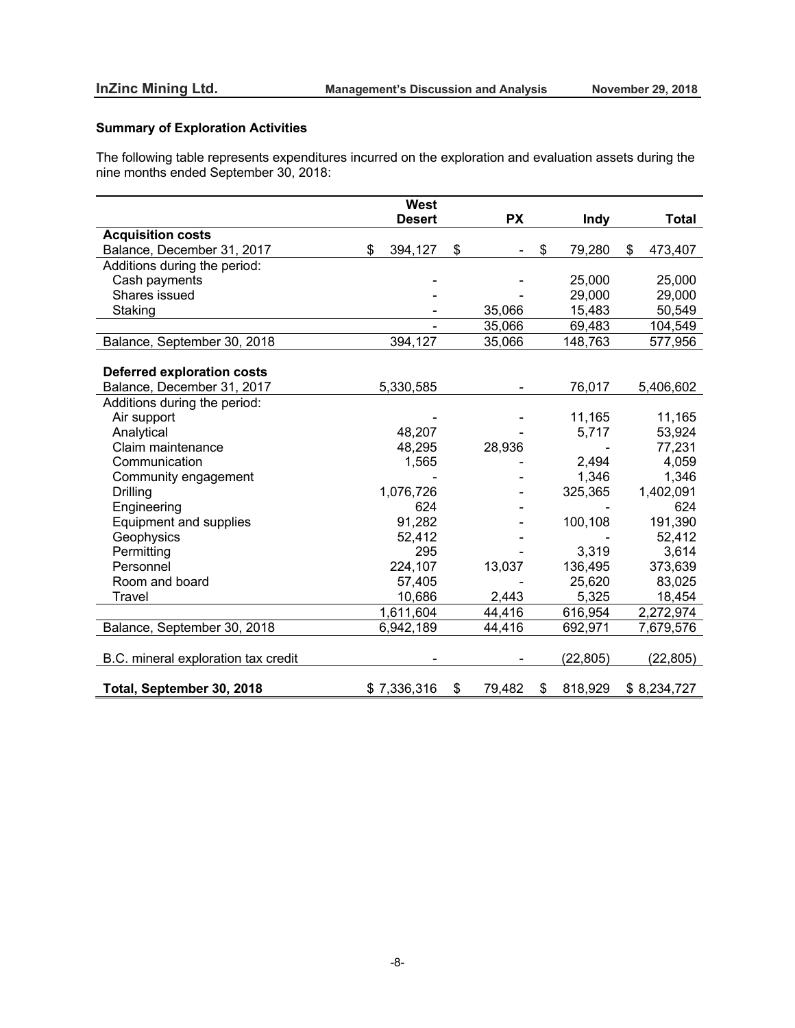## Summary of Exploration Activities

The following table represents expenditures incurred on the exploration and evaluation assets during the nine months ended September 30, 2018:

| | West Desert | PX | Indy | Total |
|---|---|---|---|---|
| **Acquisition costs** | | | | |
| Balance, December 31, 2017 | $ 394,127 | $ - | $ 79,280 | $ 473,407 |
| Additions during the period: | | | | |
| Cash payments | - | - | 25,000 | 25,000 |
| Shares issued | - | - | 29,000 | 29,000 |
| Staking | - | 35,066 | 15,483 | 50,549 |
| | - | 35,066 | 69,483 | 104,549 |
| Balance, September 30, 2018 | 394,127 | 35,066 | 148,763 | 577,956 |
| | | | | |
| **Deferred exploration costs** | | | | |
| Balance, December 31, 2017 | 5,330,585 | - | 76,017 | 5,406,602 |
| Additions during the period: | | | | |
| Air support | - | - | 11,165 | 11,165 |
| Analytical | 48,207 | - | 5,717 | 53,924 |
| Claim maintenance | 48,295 | 28,936 | - | 77,231 |
| Communication | 1,565 | - | 2,494 | 4,059 |
| Community engagement | - | - | 1,346 | 1,346 |
| Drilling | 1,076,726 | - | 325,365 | 1,402,091 |
| Engineering | 624 | - | - | 624 |
| Equipment and supplies | 91,282 | - | 100,108 | 191,390 |
| Geophysics | 52,412 | - | - | 52,412 |
| Permitting | 295 | - | 3,319 | 3,614 |
| Personnel | 224,107 | 13,037 | 136,495 | 373,639 |
| Room and board | 57,405 | - | 25,620 | 83,025 |
| Travel | 10,686 | 2,443 | 5,325 | 18,454 |
| | 1,611,604 | 44,416 | 616,954 | 2,272,974 |
| Balance, September 30, 2018 | 6,942,189 | 44,416 | 692,971 | 7,679,576 |
| | | | | |
| B.C. mineral exploration tax credit | - | - | (22,805) | (22,805) |
| | | | | |
| **Total, September 30, 2018** | $ 7,336,316 | $ 79,482 | $ 818,929 | $ 8,234,727 |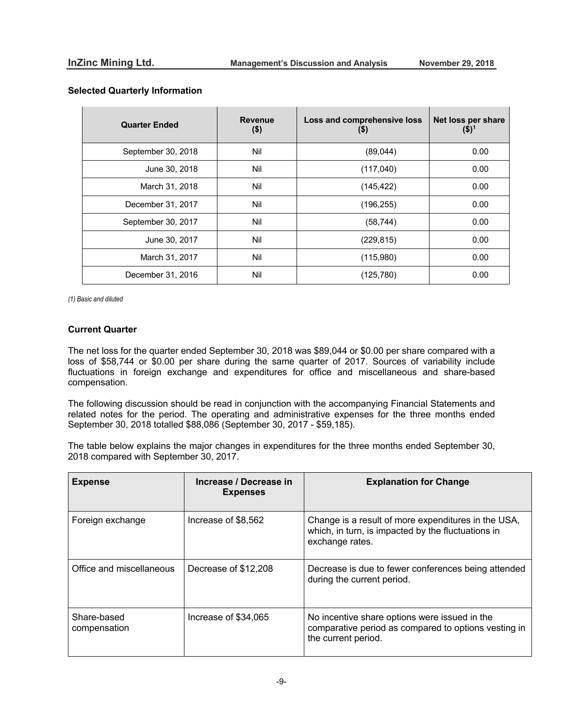### Selected Quarterly Information

| Quarter Ended | Revenue ($) | Loss and comprehensive loss ($) | Net loss per share ($)[1] |
|---|---|---|---|
| September 30, 2018 | Nil | (89,044) | 0.00 |
| June 30, 2018 | Nil | (117,040) | 0.00 |
| March 31, 2018 | Nil | (145,422) | 0.00 |
| December 31, 2017 | Nil | (196,255) | 0.00 |
| September 30, 2017 | Nil | (58,744) | 0.00 |
| June 30, 2017 | Nil | (229,815) | 0.00 |
| March 31, 2017 | Nil | (115,980) | 0.00 |
| December 31, 2016 | Nil | (125,780) | 0.00 |

*(1) Basic and diluted*

### Current Quarter

The net loss for the quarter ended September 30, 2018 was $89,044 or $0.00 per share compared with a loss of $58,744 or $0.00 per share during the same quarter of 2017. Sources of variability include fluctuations in foreign exchange and expenditures for office and miscellaneous and share-based compensation.

The following discussion should be read in conjunction with the accompanying Financial Statements and related notes for the period. The operating and administrative expenses for the three months ended September 30, 2018 totalled $88,086 (September 30, 2017 - $59,185).

The table below explains the major changes in expenditures for the three months ended September 30, 2018 compared with September 30, 2017.

| Expense | Increase / Decrease in Expenses | Explanation for Change |
|---|---|---|
| Foreign exchange | Increase of $8,562 | Change is a result of more expenditures in the USA, which, in turn, is impacted by the fluctuations in exchange rates. |
| Office and miscellaneous | Decrease of $12,208 | Decrease is due to fewer conferences being attended during the current period. |
| Share-based compensation | Increase of $34,065 | No incentive share options were issued in the comparative period as compared to options vesting in the current period. |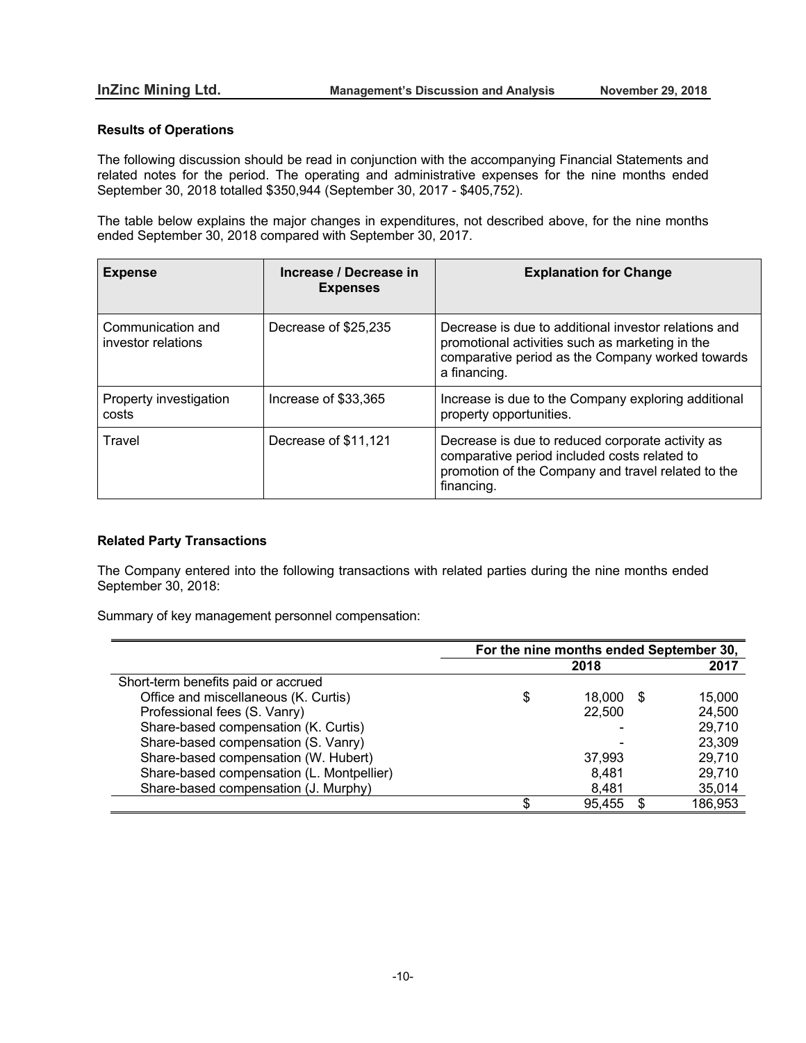### Results of Operations

The following discussion should be read in conjunction with the accompanying Financial Statements and related notes for the period. The operating and administrative expenses for the nine months ended September 30, 2018 totalled $350,944 (September 30, 2017 - $405,752).

The table below explains the major changes in expenditures, not described above, for the nine months ended September 30, 2018 compared with September 30, 2017.

| Expense | Increase / Decrease in Expenses | Explanation for Change |
|---|---|---|
| Communication and investor relations | Decrease of $25,235 | Decrease is due to additional investor relations and promotional activities such as marketing in the comparative period as the Company worked towards a financing. |
| Property investigation costs | Increase of $33,365 | Increase is due to the Company exploring additional property opportunities. |
| Travel | Decrease of $11,121 | Decrease is due to reduced corporate activity as comparative period included costs related to promotion of the Company and travel related to the financing. |

### Related Party Transactions

The Company entered into the following transactions with related parties during the nine months ended September 30, 2018:

Summary of key management personnel compensation:

| | For the nine months ended September 30, | |
|---|---|---|
| | 2018 | 2017 |
| Short-term benefits paid or accrued | | |
| Office and miscellaneous (K. Curtis) | $ 18,000 | $ 15,000 |
| Professional fees (S. Vanry) | 22,500 | 24,500 |
| Share-based compensation (K. Curtis) | - | 29,710 |
| Share-based compensation (S. Vanry) | - | 23,309 |
| Share-based compensation (W. Hubert) | 37,993 | 29,710 |
| Share-based compensation (L. Montpellier) | 8,481 | 29,710 |
| Share-based compensation (J. Murphy) | 8,481 | 35,014 |
| | $ 95,455 | $ 186,953 |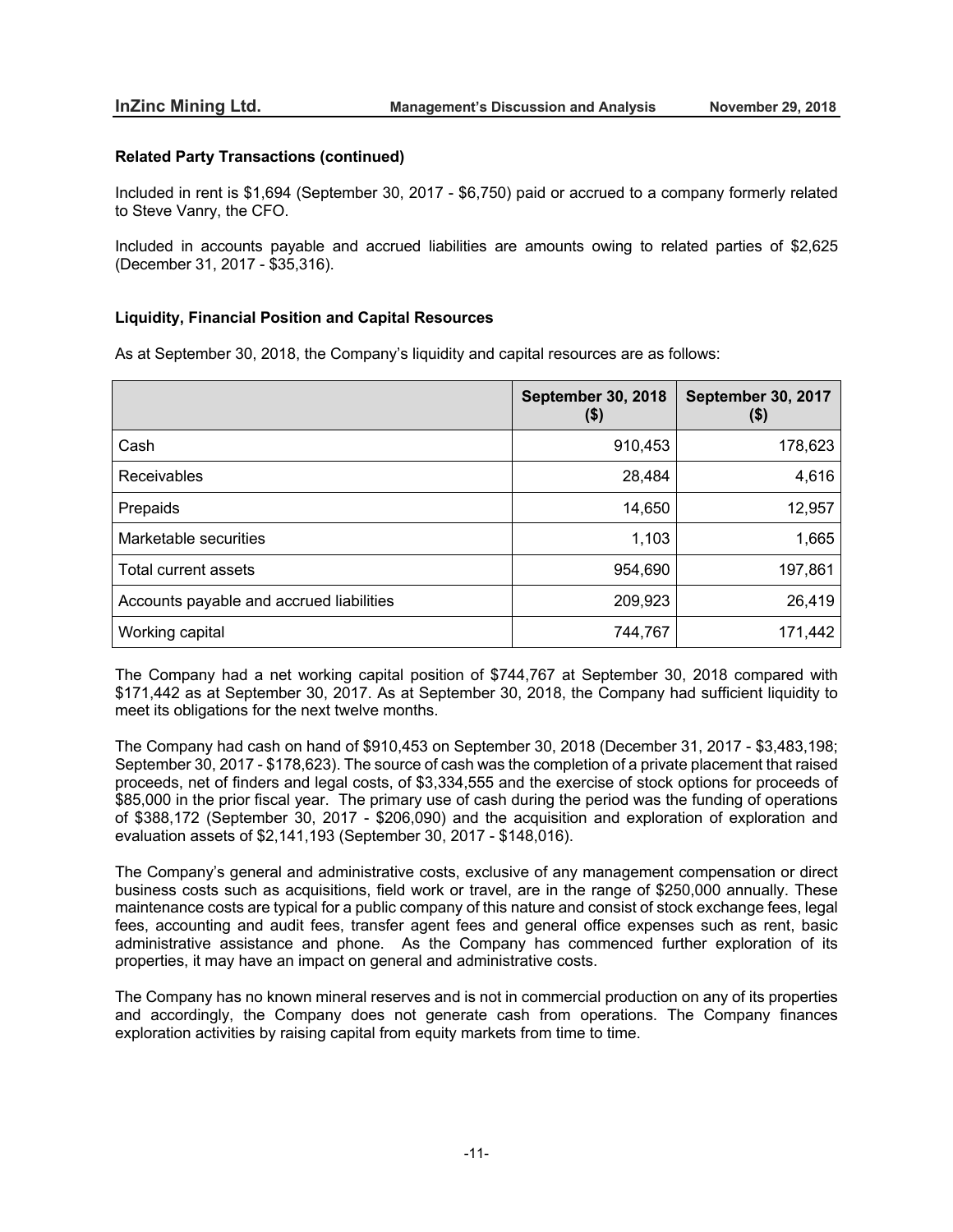### Related Party Transactions (continued)

Included in rent is $1,694 (September 30, 2017 - $6,750) paid or accrued to a company formerly related to Steve Vanry, the CFO.

Included in accounts payable and accrued liabilities are amounts owing to related parties of $2,625 (December 31, 2017 - $35,316).

### Liquidity, Financial Position and Capital Resources

As at September 30, 2018, the Company's liquidity and capital resources are as follows:

| | September 30, 2018 ($) | September 30, 2017 ($) |
|---|---|---|
| Cash | 910,453 | 178,623 |
| Receivables | 28,484 | 4,616 |
| Prepaids | 14,650 | 12,957 |
| Marketable securities | 1,103 | 1,665 |
| Total current assets | 954,690 | 197,861 |
| Accounts payable and accrued liabilities | 209,923 | 26,419 |
| Working capital | 744,767 | 171,442 |

The Company had a net working capital position of $744,767 at September 30, 2018 compared with $171,442 as at September 30, 2017. As at September 30, 2018, the Company had sufficient liquidity to meet its obligations for the next twelve months.

The Company had cash on hand of $910,453 on September 30, 2018 (December 31, 2017 - $3,483,198; September 30, 2017 - $178,623). The source of cash was the completion of a private placement that raised proceeds, net of finders and legal costs, of $3,334,555 and the exercise of stock options for proceeds of $85,000 in the prior fiscal year. The primary use of cash during the period was the funding of operations of $388,172 (September 30, 2017 - $206,090) and the acquisition and exploration of exploration and evaluation assets of $2,141,193 (September 30, 2017 - $148,016).

The Company's general and administrative costs, exclusive of any management compensation or direct business costs such as acquisitions, field work or travel, are in the range of $250,000 annually. These maintenance costs are typical for a public company of this nature and consist of stock exchange fees, legal fees, accounting and audit fees, transfer agent fees and general office expenses such as rent, basic administrative assistance and phone. As the Company has commenced further exploration of its properties, it may have an impact on general and administrative costs.

The Company has no known mineral reserves and is not in commercial production on any of its properties and accordingly, the Company does not generate cash from operations. The Company finances exploration activities by raising capital from equity markets from time to time.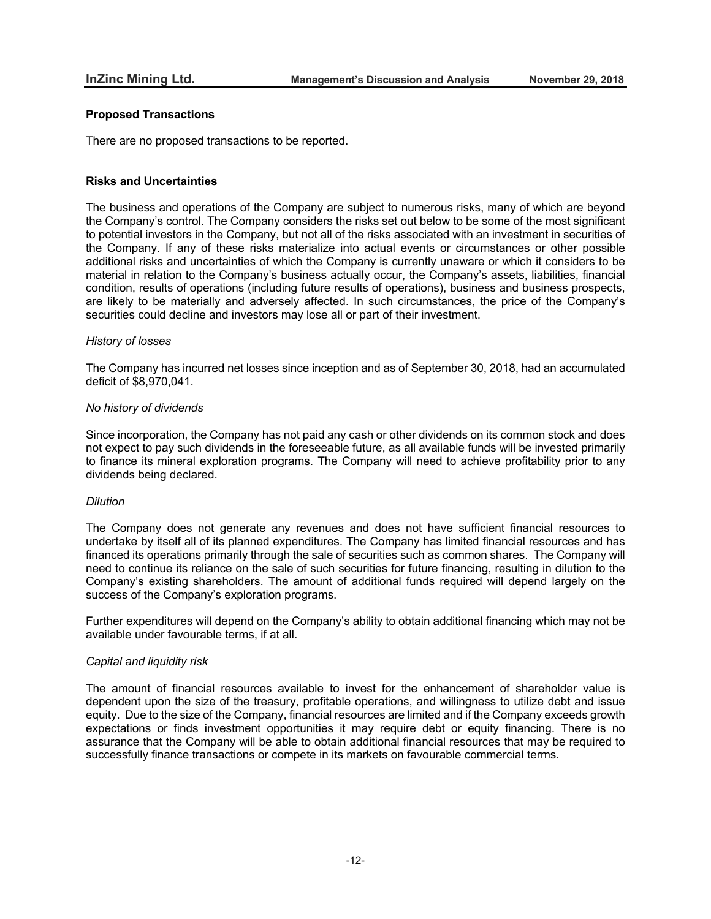### Proposed Transactions

There are no proposed transactions to be reported.

### Risks and Uncertainties

The business and operations of the Company are subject to numerous risks, many of which are beyond the Company's control. The Company considers the risks set out below to be some of the most significant to potential investors in the Company, but not all of the risks associated with an investment in securities of the Company. If any of these risks materialize into actual events or circumstances or other possible additional risks and uncertainties of which the Company is currently unaware or which it considers to be material in relation to the Company's business actually occur, the Company's assets, liabilities, financial condition, results of operations (including future results of operations), business and business prospects, are likely to be materially and adversely affected. In such circumstances, the price of the Company's securities could decline and investors may lose all or part of their investment.

*History of losses*

The Company has incurred net losses since inception and as of September 30, 2018, had an accumulated deficit of $8,970,041.

*No history of dividends*

Since incorporation, the Company has not paid any cash or other dividends on its common stock and does not expect to pay such dividends in the foreseeable future, as all available funds will be invested primarily to finance its mineral exploration programs. The Company will need to achieve profitability prior to any dividends being declared.

*Dilution*

The Company does not generate any revenues and does not have sufficient financial resources to undertake by itself all of its planned expenditures. The Company has limited financial resources and has financed its operations primarily through the sale of securities such as common shares. The Company will need to continue its reliance on the sale of such securities for future financing, resulting in dilution to the Company's existing shareholders. The amount of additional funds required will depend largely on the success of the Company's exploration programs.

Further expenditures will depend on the Company's ability to obtain additional financing which may not be available under favourable terms, if at all.

*Capital and liquidity risk*

The amount of financial resources available to invest for the enhancement of shareholder value is dependent upon the size of the treasury, profitable operations, and willingness to utilize debt and issue equity. Due to the size of the Company, financial resources are limited and if the Company exceeds growth expectations or finds investment opportunities it may require debt or equity financing. There is no assurance that the Company will be able to obtain additional financial resources that may be required to successfully finance transactions or compete in its markets on favourable commercial terms.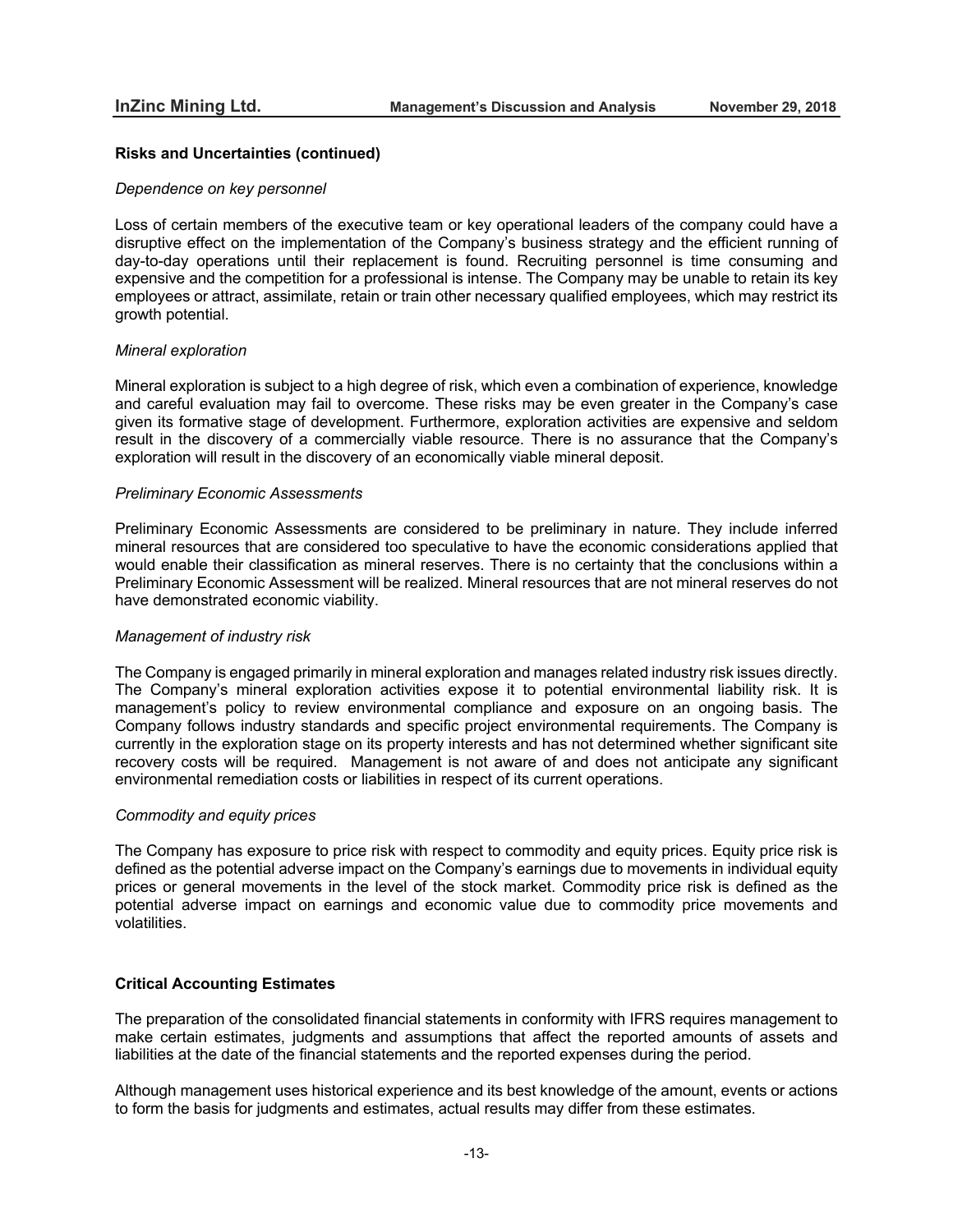## Risks and Uncertainties (continued)

*Dependence on key personnel*

Loss of certain members of the executive team or key operational leaders of the company could have a disruptive effect on the implementation of the Company's business strategy and the efficient running of day-to-day operations until their replacement is found. Recruiting personnel is time consuming and expensive and the competition for a professional is intense. The Company may be unable to retain its key employees or attract, assimilate, retain or train other necessary qualified employees, which may restrict its growth potential.

*Mineral exploration*

Mineral exploration is subject to a high degree of risk, which even a combination of experience, knowledge and careful evaluation may fail to overcome. These risks may be even greater in the Company's case given its formative stage of development. Furthermore, exploration activities are expensive and seldom result in the discovery of a commercially viable resource. There is no assurance that the Company's exploration will result in the discovery of an economically viable mineral deposit.

*Preliminary Economic Assessments*

Preliminary Economic Assessments are considered to be preliminary in nature. They include inferred mineral resources that are considered too speculative to have the economic considerations applied that would enable their classification as mineral reserves. There is no certainty that the conclusions within a Preliminary Economic Assessment will be realized. Mineral resources that are not mineral reserves do not have demonstrated economic viability.

*Management of industry risk*

The Company is engaged primarily in mineral exploration and manages related industry risk issues directly. The Company's mineral exploration activities expose it to potential environmental liability risk. It is management's policy to review environmental compliance and exposure on an ongoing basis. The Company follows industry standards and specific project environmental requirements. The Company is currently in the exploration stage on its property interests and has not determined whether significant site recovery costs will be required. Management is not aware of and does not anticipate any significant environmental remediation costs or liabilities in respect of its current operations.

*Commodity and equity prices*

The Company has exposure to price risk with respect to commodity and equity prices. Equity price risk is defined as the potential adverse impact on the Company's earnings due to movements in individual equity prices or general movements in the level of the stock market. Commodity price risk is defined as the potential adverse impact on earnings and economic value due to commodity price movements and volatilities.

## Critical Accounting Estimates

The preparation of the consolidated financial statements in conformity with IFRS requires management to make certain estimates, judgments and assumptions that affect the reported amounts of assets and liabilities at the date of the financial statements and the reported expenses during the period.

Although management uses historical experience and its best knowledge of the amount, events or actions to form the basis for judgments and estimates, actual results may differ from these estimates.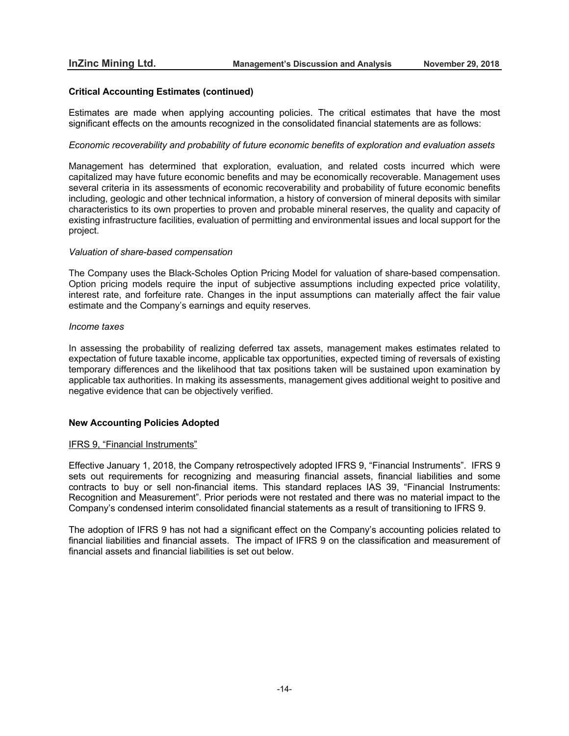## Critical Accounting Estimates (continued)

Estimates are made when applying accounting policies. The critical estimates that have the most significant effects on the amounts recognized in the consolidated financial statements are as follows:

*Economic recoverability and probability of future economic benefits of exploration and evaluation assets*

Management has determined that exploration, evaluation, and related costs incurred which were capitalized may have future economic benefits and may be economically recoverable. Management uses several criteria in its assessments of economic recoverability and probability of future economic benefits including, geologic and other technical information, a history of conversion of mineral deposits with similar characteristics to its own properties to proven and probable mineral reserves, the quality and capacity of existing infrastructure facilities, evaluation of permitting and environmental issues and local support for the project.

*Valuation of share-based compensation*

The Company uses the Black-Scholes Option Pricing Model for valuation of share-based compensation. Option pricing models require the input of subjective assumptions including expected price volatility, interest rate, and forfeiture rate. Changes in the input assumptions can materially affect the fair value estimate and the Company's earnings and equity reserves.

*Income taxes*

In assessing the probability of realizing deferred tax assets, management makes estimates related to expectation of future taxable income, applicable tax opportunities, expected timing of reversals of existing temporary differences and the likelihood that tax positions taken will be sustained upon examination by applicable tax authorities. In making its assessments, management gives additional weight to positive and negative evidence that can be objectively verified.

## New Accounting Policies Adopted

IFRS 9, "Financial Instruments"

Effective January 1, 2018, the Company retrospectively adopted IFRS 9, "Financial Instruments". IFRS 9 sets out requirements for recognizing and measuring financial assets, financial liabilities and some contracts to buy or sell non-financial items. This standard replaces IAS 39, "Financial Instruments: Recognition and Measurement". Prior periods were not restated and there was no material impact to the Company's condensed interim consolidated financial statements as a result of transitioning to IFRS 9.

The adoption of IFRS 9 has not had a significant effect on the Company's accounting policies related to financial liabilities and financial assets. The impact of IFRS 9 on the classification and measurement of financial assets and financial liabilities is set out below.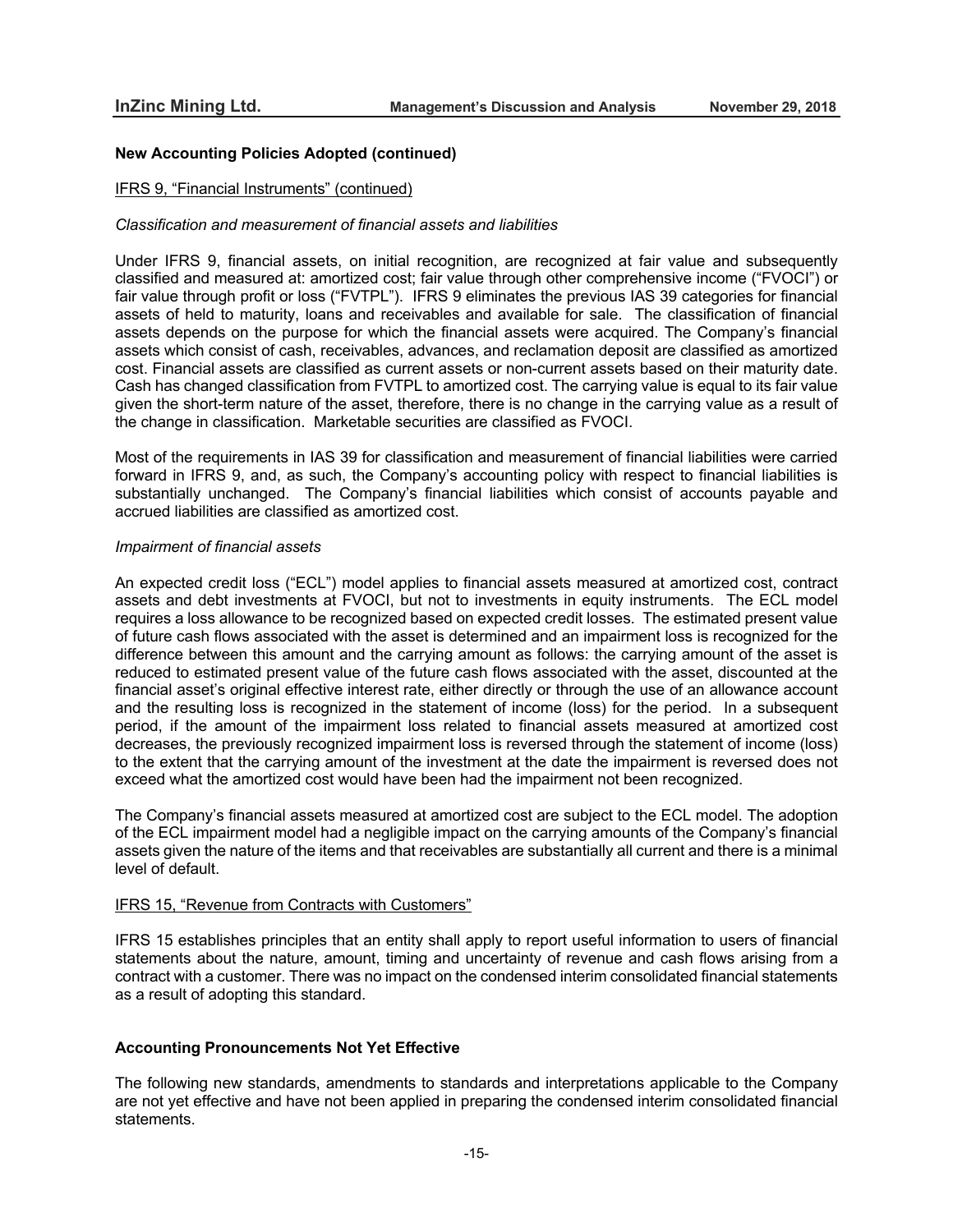## New Accounting Policies Adopted (continued)

IFRS 9, "Financial Instruments" (continued)

*Classification and measurement of financial assets and liabilities*

Under IFRS 9, financial assets, on initial recognition, are recognized at fair value and subsequently classified and measured at: amortized cost; fair value through other comprehensive income ("FVOCI") or fair value through profit or loss ("FVTPL"). IFRS 9 eliminates the previous IAS 39 categories for financial assets of held to maturity, loans and receivables and available for sale. The classification of financial assets depends on the purpose for which the financial assets were acquired. The Company's financial assets which consist of cash, receivables, advances, and reclamation deposit are classified as amortized cost. Financial assets are classified as current assets or non-current assets based on their maturity date. Cash has changed classification from FVTPL to amortized cost. The carrying value is equal to its fair value given the short-term nature of the asset, therefore, there is no change in the carrying value as a result of the change in classification. Marketable securities are classified as FVOCI.

Most of the requirements in IAS 39 for classification and measurement of financial liabilities were carried forward in IFRS 9, and, as such, the Company's accounting policy with respect to financial liabilities is substantially unchanged. The Company's financial liabilities which consist of accounts payable and accrued liabilities are classified as amortized cost.

*Impairment of financial assets*

An expected credit loss ("ECL") model applies to financial assets measured at amortized cost, contract assets and debt investments at FVOCI, but not to investments in equity instruments. The ECL model requires a loss allowance to be recognized based on expected credit losses. The estimated present value of future cash flows associated with the asset is determined and an impairment loss is recognized for the difference between this amount and the carrying amount as follows: the carrying amount of the asset is reduced to estimated present value of the future cash flows associated with the asset, discounted at the financial asset's original effective interest rate, either directly or through the use of an allowance account and the resulting loss is recognized in the statement of income (loss) for the period. In a subsequent period, if the amount of the impairment loss related to financial assets measured at amortized cost decreases, the previously recognized impairment loss is reversed through the statement of income (loss) to the extent that the carrying amount of the investment at the date the impairment is reversed does not exceed what the amortized cost would have been had the impairment not been recognized.

The Company's financial assets measured at amortized cost are subject to the ECL model. The adoption of the ECL impairment model had a negligible impact on the carrying amounts of the Company's financial assets given the nature of the items and that receivables are substantially all current and there is a minimal level of default.

IFRS 15, "Revenue from Contracts with Customers"

IFRS 15 establishes principles that an entity shall apply to report useful information to users of financial statements about the nature, amount, timing and uncertainty of revenue and cash flows arising from a contract with a customer. There was no impact on the condensed interim consolidated financial statements as a result of adopting this standard.

## Accounting Pronouncements Not Yet Effective

The following new standards, amendments to standards and interpretations applicable to the Company are not yet effective and have not been applied in preparing the condensed interim consolidated financial statements.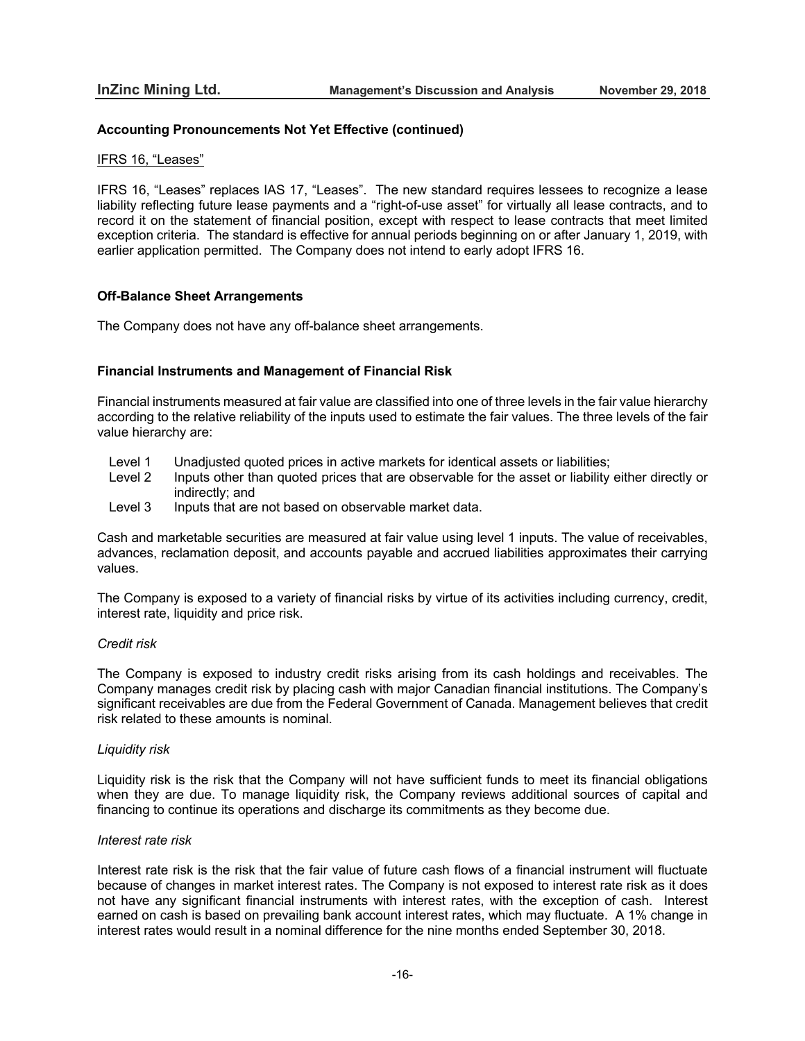## Accounting Pronouncements Not Yet Effective (continued)

IFRS 16, "Leases"

IFRS 16, "Leases" replaces IAS 17, "Leases". The new standard requires lessees to recognize a lease liability reflecting future lease payments and a "right-of-use asset" for virtually all lease contracts, and to record it on the statement of financial position, except with respect to lease contracts that meet limited exception criteria. The standard is effective for annual periods beginning on or after January 1, 2019, with earlier application permitted. The Company does not intend to early adopt IFRS 16.

## Off-Balance Sheet Arrangements

The Company does not have any off-balance sheet arrangements.

## Financial Instruments and Management of Financial Risk

Financial instruments measured at fair value are classified into one of three levels in the fair value hierarchy according to the relative reliability of the inputs used to estimate the fair values. The three levels of the fair value hierarchy are:

- Level 1 Unadjusted quoted prices in active markets for identical assets or liabilities;
- Level 2 Inputs other than quoted prices that are observable for the asset or liability either directly or indirectly; and
- Level 3 Inputs that are not based on observable market data.

Cash and marketable securities are measured at fair value using level 1 inputs. The value of receivables, advances, reclamation deposit, and accounts payable and accrued liabilities approximates their carrying values.

The Company is exposed to a variety of financial risks by virtue of its activities including currency, credit, interest rate, liquidity and price risk.

*Credit risk*

The Company is exposed to industry credit risks arising from its cash holdings and receivables. The Company manages credit risk by placing cash with major Canadian financial institutions. The Company's significant receivables are due from the Federal Government of Canada. Management believes that credit risk related to these amounts is nominal.

*Liquidity risk*

Liquidity risk is the risk that the Company will not have sufficient funds to meet its financial obligations when they are due. To manage liquidity risk, the Company reviews additional sources of capital and financing to continue its operations and discharge its commitments as they become due.

*Interest rate risk*

Interest rate risk is the risk that the fair value of future cash flows of a financial instrument will fluctuate because of changes in market interest rates. The Company is not exposed to interest rate risk as it does not have any significant financial instruments with interest rates, with the exception of cash. Interest earned on cash is based on prevailing bank account interest rates, which may fluctuate. A 1% change in interest rates would result in a nominal difference for the nine months ended September 30, 2018.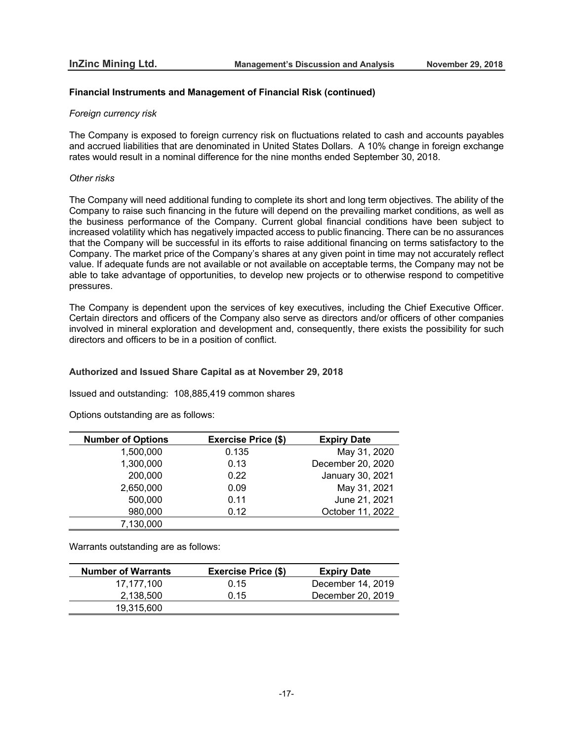## Financial Instruments and Management of Financial Risk (continued)

*Foreign currency risk*

The Company is exposed to foreign currency risk on fluctuations related to cash and accounts payables and accrued liabilities that are denominated in United States Dollars. A 10% change in foreign exchange rates would result in a nominal difference for the nine months ended September 30, 2018.

*Other risks*

The Company will need additional funding to complete its short and long term objectives. The ability of the Company to raise such financing in the future will depend on the prevailing market conditions, as well as the business performance of the Company. Current global financial conditions have been subject to increased volatility which has negatively impacted access to public financing. There can be no assurances that the Company will be successful in its efforts to raise additional financing on terms satisfactory to the Company. The market price of the Company's shares at any given point in time may not accurately reflect value. If adequate funds are not available or not available on acceptable terms, the Company may not be able to take advantage of opportunities, to develop new projects or to otherwise respond to competitive pressures.

The Company is dependent upon the services of key executives, including the Chief Executive Officer. Certain directors and officers of the Company also serve as directors and/or officers of other companies involved in mineral exploration and development and, consequently, there exists the possibility for such directors and officers to be in a position of conflict.

## Authorized and Issued Share Capital as at November 29, 2018

Issued and outstanding: 108,885,419 common shares

Options outstanding are as follows:

| Number of Options | Exercise Price ($) | Expiry Date |
|---|---|---|
| 1,500,000 | 0.135 | May 31, 2020 |
| 1,300,000 | 0.13 | December 20, 2020 |
| 200,000 | 0.22 | January 30, 2021 |
| 2,650,000 | 0.09 | May 31, 2021 |
| 500,000 | 0.11 | June 21, 2021 |
| 980,000 | 0.12 | October 11, 2022 |
| 7,130,000 | | |

Warrants outstanding are as follows:

| Number of Warrants | Exercise Price ($) | Expiry Date |
|---|---|---|
| 17,177,100 | 0.15 | December 14, 2019 |
| 2,138,500 | 0.15 | December 20, 2019 |
| 19,315,600 | | |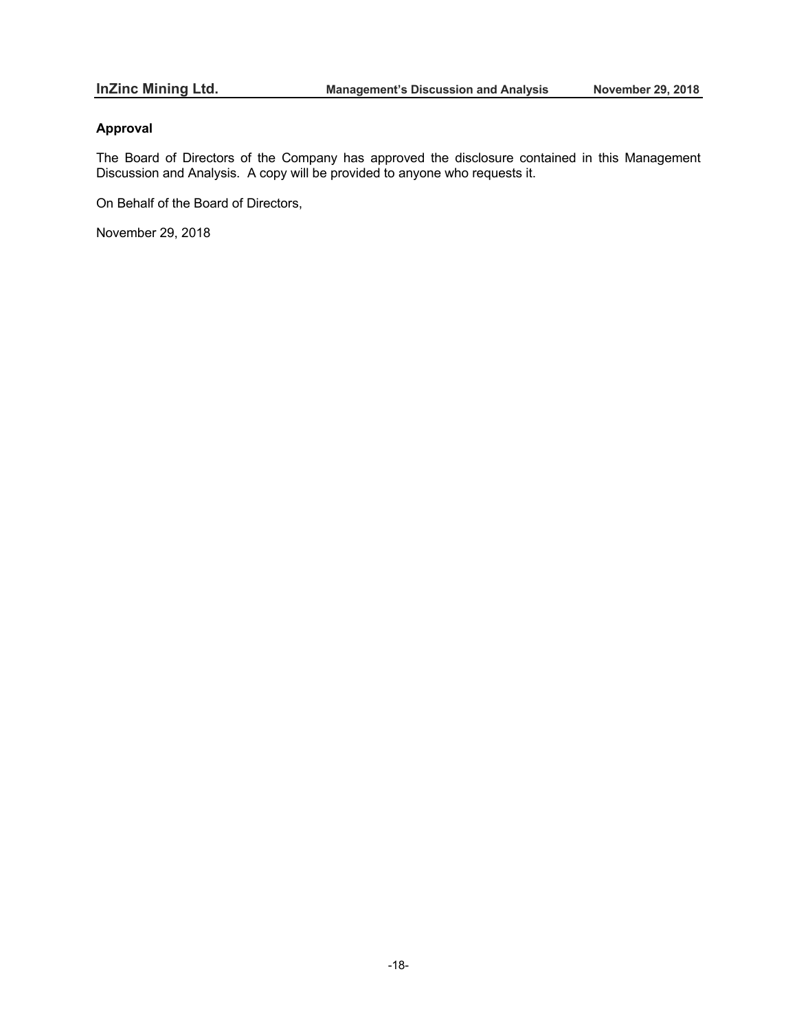## Approval

The Board of Directors of the Company has approved the disclosure contained in this Management Discussion and Analysis. A copy will be provided to anyone who requests it.

On Behalf of the Board of Directors,

November 29, 2018